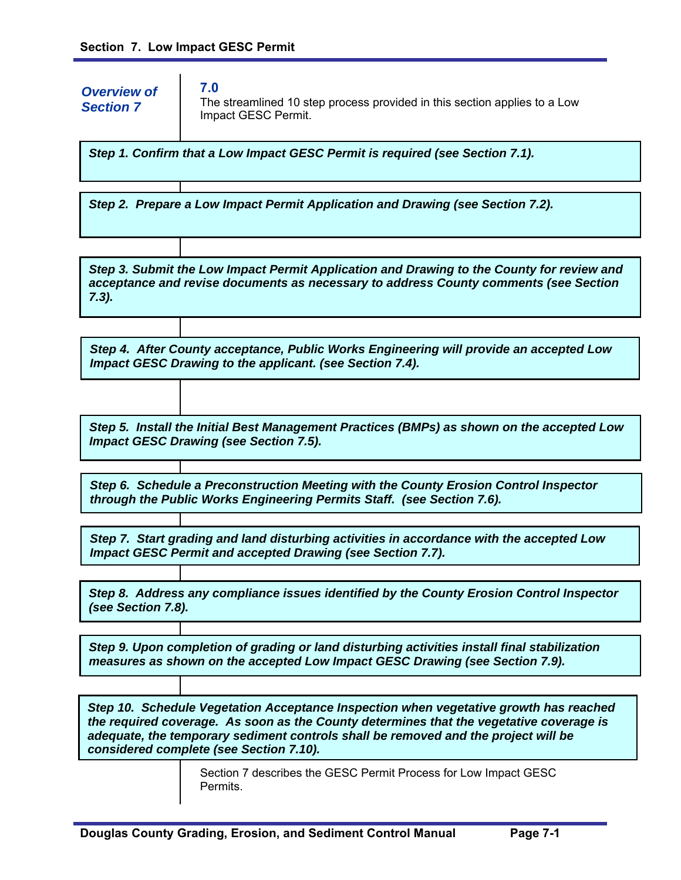# Section 7. Low Impact GESC Permit

***Overview of Section 7***

**7.0**

The streamlined 10 step process provided in this section applies to a Low Impact GESC Permit.

***Step 1. Confirm that a Low Impact GESC Permit is required (see Section 7.1).***

***Step 2. Prepare a Low Impact Permit Application and Drawing (see Section 7.2).***

***Step 3. Submit the Low Impact Permit Application and Drawing to the County for review and acceptance and revise documents as necessary to address County comments (see Section 7.3).***

***Step 4. After County acceptance, Public Works Engineering will provide an accepted Low Impact GESC Drawing to the applicant. (see Section 7.4).***

***Step 5. Install the Initial Best Management Practices (BMPs) as shown on the accepted Low Impact GESC Drawing (see Section 7.5).***

***Step 6. Schedule a Preconstruction Meeting with the County Erosion Control Inspector through the Public Works Engineering Permits Staff. (see Section 7.6).***

***Step 7. Start grading and land disturbing activities in accordance with the accepted Low Impact GESC Permit and accepted Drawing (see Section 7.7).***

***Step 8. Address any compliance issues identified by the County Erosion Control Inspector (see Section 7.8).***

***Step 9. Upon completion of grading or land disturbing activities install final stabilization measures as shown on the accepted Low Impact GESC Drawing (see Section 7.9).***

***Step 10. Schedule Vegetation Acceptance Inspection when vegetative growth has reached the required coverage. As soon as the County determines that the vegetative coverage is adequate, the temporary sediment controls shall be removed and the project will be considered complete (see Section 7.10).***

Section 7 describes the GESC Permit Process for Low Impact GESC Permits.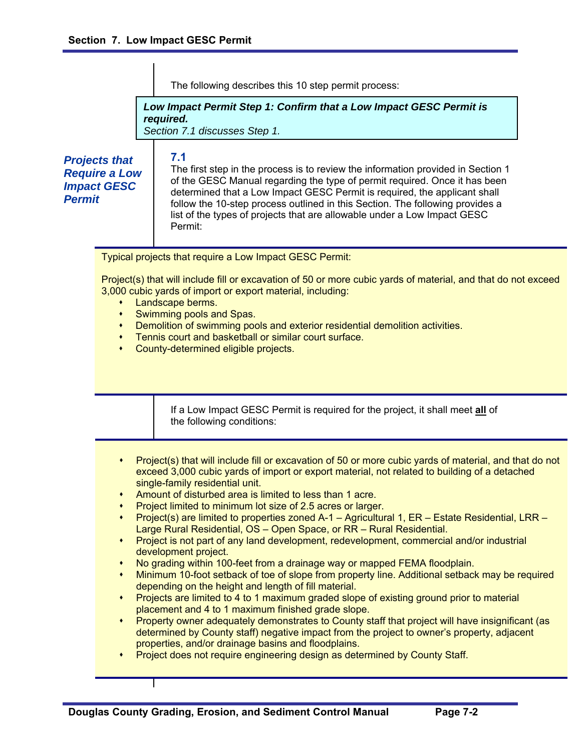The following describes this 10 step permit process:

> ***Low Impact Permit Step 1: Confirm that a Low Impact GESC Permit is required.***
> *Section 7.1 discusses Step 1.*

## 7.1 Projects that Require a Low Impact GESC Permit

The first step in the process is to review the information provided in Section 1 of the GESC Manual regarding the type of permit required. Once it has been determined that a Low Impact GESC Permit is required, the applicant shall follow the 10-step process outlined in this Section. The following provides a list of the types of projects that are allowable under a Low Impact GESC Permit:

Typical projects that require a Low Impact GESC Permit:

Project(s) that will include fill or excavation of 50 or more cubic yards of material, and that do not exceed 3,000 cubic yards of import or export material, including:

- Landscape berms.
- Swimming pools and Spas.
- Demolition of swimming pools and exterior residential demolition activities.
- Tennis court and basketball or similar court surface.
- County-determined eligible projects.

If a Low Impact GESC Permit is required for the project, it shall meet **all** of the following conditions:

- Project(s) that will include fill or excavation of 50 or more cubic yards of material, and that do not exceed 3,000 cubic yards of import or export material, not related to building of a detached single-family residential unit.
- Amount of disturbed area is limited to less than 1 acre.
- Project limited to minimum lot size of 2.5 acres or larger.
- Project(s) are limited to properties zoned A-1 – Agricultural 1, ER – Estate Residential, LRR – Large Rural Residential, OS – Open Space, or RR – Rural Residential.
- Project is not part of any land development, redevelopment, commercial and/or industrial development project.
- No grading within 100-feet from a drainage way or mapped FEMA floodplain.
- Minimum 10-foot setback of toe of slope from property line. Additional setback may be required depending on the height and length of fill material.
- Projects are limited to 4 to 1 maximum graded slope of existing ground prior to material placement and 4 to 1 maximum finished grade slope.
- Property owner adequately demonstrates to County staff that project will have insignificant (as determined by County staff) negative impact from the project to owner's property, adjacent properties, and/or drainage basins and floodplains.
- Project does not require engineering design as determined by County Staff.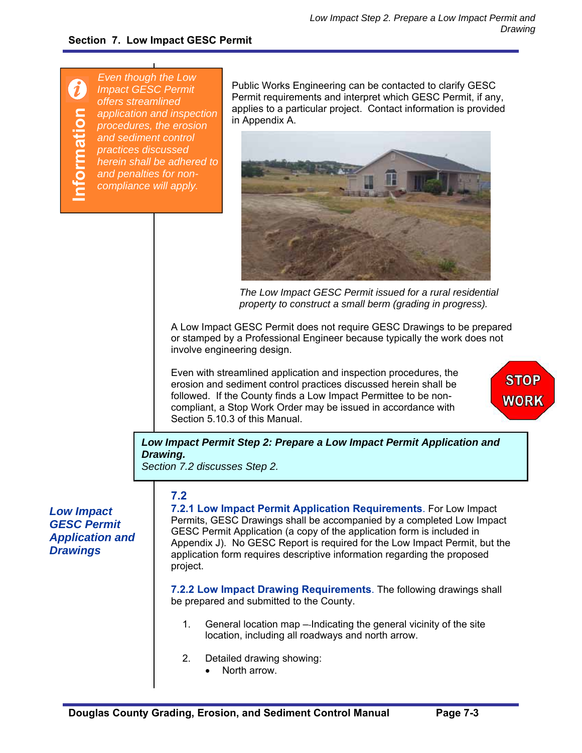**Information**

*Even though the Low Impact GESC Permit offers streamlined application and inspection procedures, the erosion and sediment control practices discussed herein shall be adhered to and penalties for non-compliance will apply.*

Public Works Engineering can be contacted to clarify GESC Permit requirements and interpret which GESC Permit, if any, applies to a particular project. Contact information is provided in Appendix A.

*The Low Impact GESC Permit issued for a rural residential property to construct a small berm (grading in progress).*

A Low Impact GESC Permit does not require GESC Drawings to be prepared or stamped by a Professional Engineer because typically the work does not involve engineering design.

Even with streamlined application and inspection procedures, the erosion and sediment control practices discussed herein shall be followed. If the County finds a Low Impact Permittee to be non-compliant, a Stop Work Order may be issued in accordance with Section 5.10.3 of this Manual.

STOP WORK

> ***Low Impact Permit Step 2: Prepare a Low Impact Permit Application and Drawing.***
> *Section 7.2 discusses Step 2.*

## 7.2

***Low Impact GESC Permit Application and Drawings***

**7.2.1 Low Impact Permit Application Requirements**. For Low Impact Permits, GESC Drawings shall be accompanied by a completed Low Impact GESC Permit Application (a copy of the application form is included in Appendix J). No GESC Report is required for the Low Impact Permit, but the application form requires descriptive information regarding the proposed project.

**7.2.2 Low Impact Drawing Requirements**. The following drawings shall be prepared and submitted to the County.

1. General location map –-Indicating the general vicinity of the site location, including all roadways and north arrow.

2. Detailed drawing showing:
   - North arrow.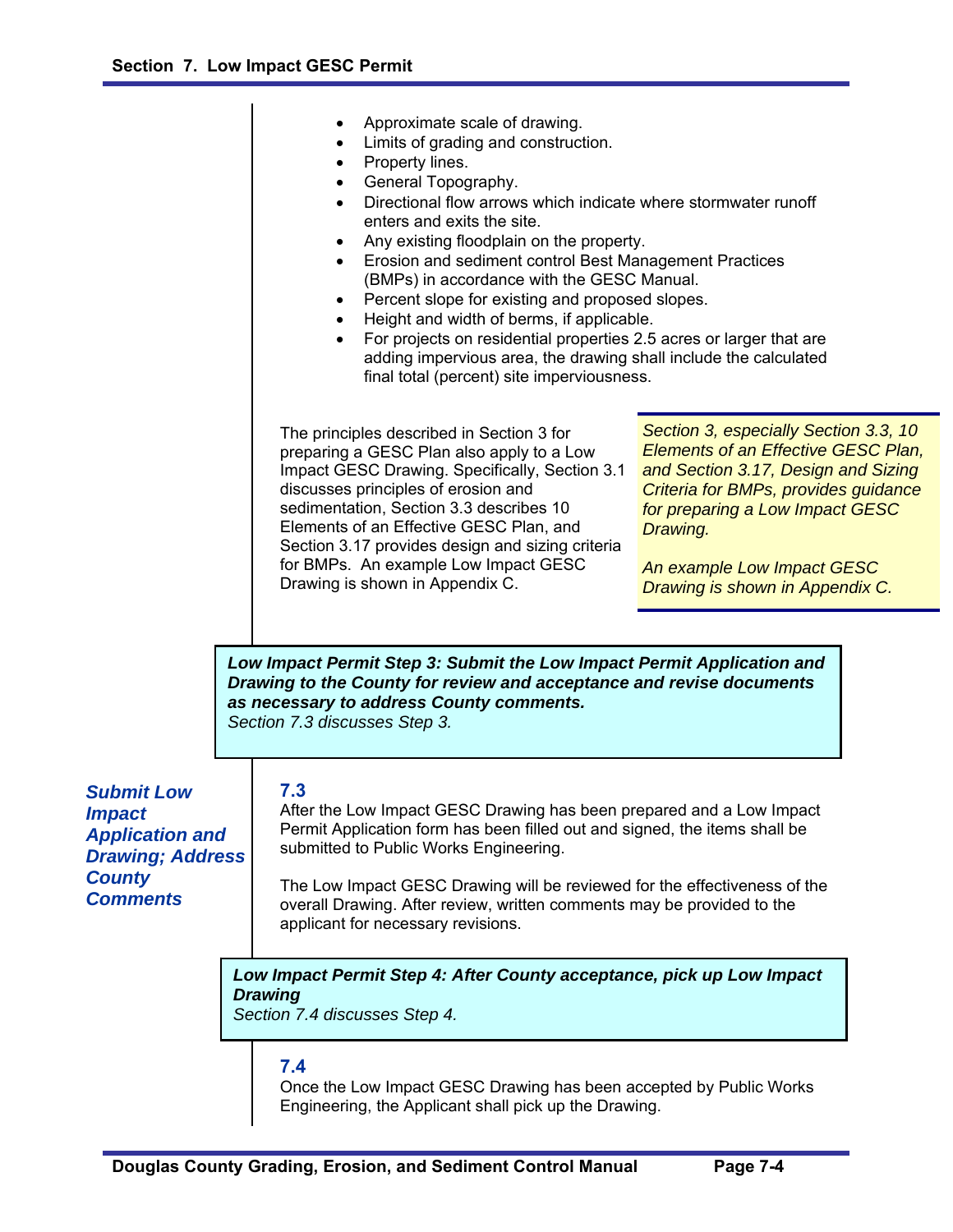- Approximate scale of drawing.
- Limits of grading and construction.
- Property lines.
- General Topography.
- Directional flow arrows which indicate where stormwater runoff enters and exits the site.
- Any existing floodplain on the property.
- Erosion and sediment control Best Management Practices (BMPs) in accordance with the GESC Manual.
- Percent slope for existing and proposed slopes.
- Height and width of berms, if applicable.
- For projects on residential properties 2.5 acres or larger that are adding impervious area, the drawing shall include the calculated final total (percent) site imperviousness.

The principles described in Section 3 for preparing a GESC Plan also apply to a Low Impact GESC Drawing. Specifically, Section 3.1 discusses principles of erosion and sedimentation, Section 3.3 describes 10 Elements of an Effective GESC Plan, and Section 3.17 provides design and sizing criteria for BMPs. An example Low Impact GESC Drawing is shown in Appendix C.

> *Section 3, especially Section 3.3, 10 Elements of an Effective GESC Plan, and Section 3.17, Design and Sizing Criteria for BMPs, provides guidance for preparing a Low Impact GESC Drawing.*
>
> *An example Low Impact GESC Drawing is shown in Appendix C.*

> ***Low Impact Permit Step 3: Submit the Low Impact Permit Application and Drawing to the County for review and acceptance and revise documents as necessary to address County comments.***
> *Section 7.3 discusses Step 3.*

## 7.3 Submit Low Impact Application and Drawing; Address County Comments

After the Low Impact GESC Drawing has been prepared and a Low Impact Permit Application form has been filled out and signed, the items shall be submitted to Public Works Engineering.

The Low Impact GESC Drawing will be reviewed for the effectiveness of the overall Drawing. After review, written comments may be provided to the applicant for necessary revisions.

> ***Low Impact Permit Step 4: After County acceptance, pick up Low Impact Drawing***
> *Section 7.4 discusses Step 4.*

## 7.4

Once the Low Impact GESC Drawing has been accepted by Public Works Engineering, the Applicant shall pick up the Drawing.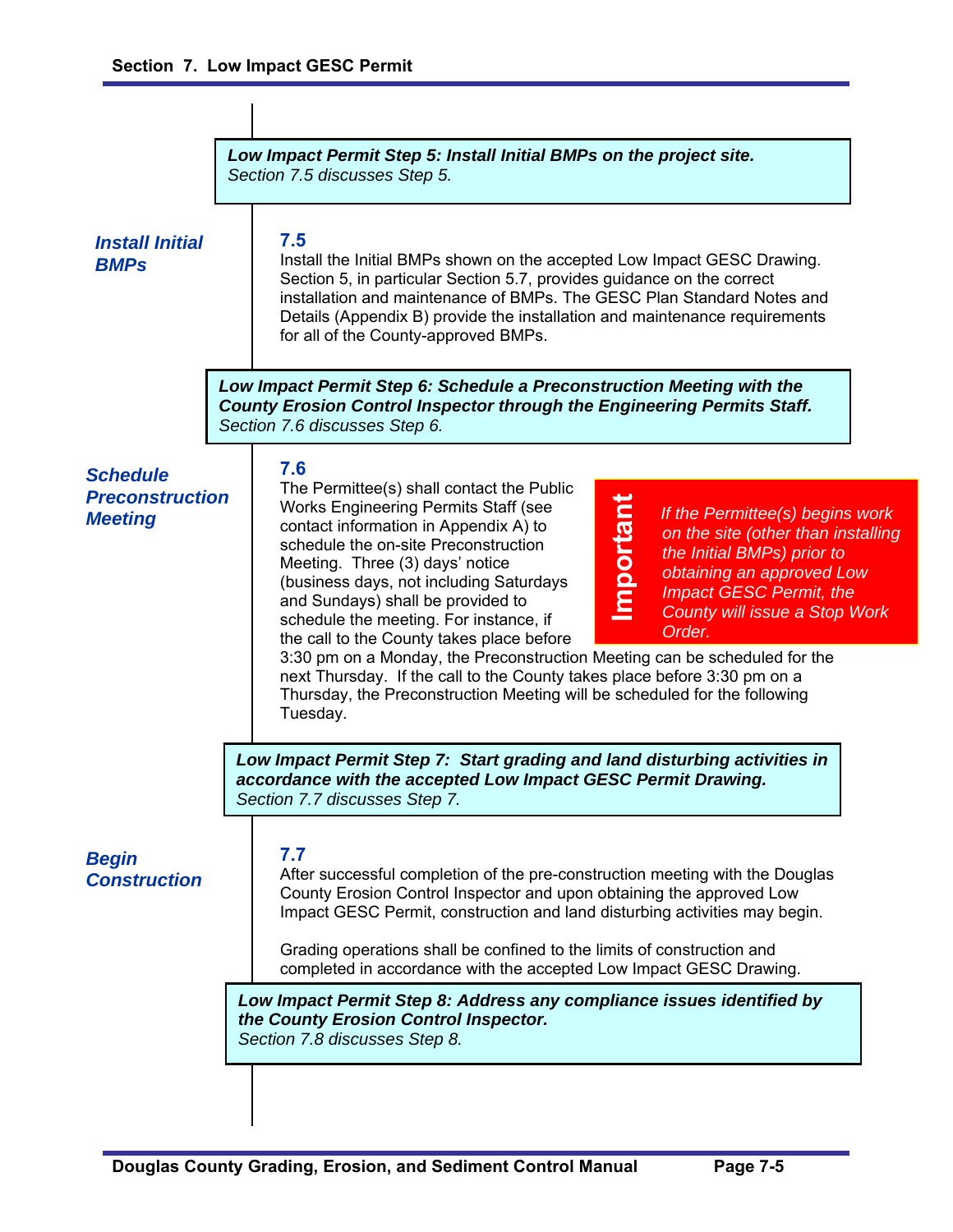**_Low Impact Permit Step 5: Install Initial BMPs on the project site._**
*Section 7.5 discusses Step 5.*

### Install Initial BMPs

**7.5**
Install the Initial BMPs shown on the accepted Low Impact GESC Drawing. Section 5, in particular Section 5.7, provides guidance on the correct installation and maintenance of BMPs. The GESC Plan Standard Notes and Details (Appendix B) provide the installation and maintenance requirements for all of the County-approved BMPs.

**_Low Impact Permit Step 6: Schedule a Preconstruction Meeting with the County Erosion Control Inspector through the Engineering Permits Staff._**
*Section 7.6 discusses Step 6.*

### Schedule Preconstruction Meeting

**7.6**
The Permittee(s) shall contact the Public Works Engineering Permits Staff (see contact information in Appendix A) to schedule the on-site Preconstruction Meeting. Three (3) days' notice (business days, not including Saturdays and Sundays) shall be provided to schedule the meeting. For instance, if the call to the County takes place before 3:30 pm on a Monday, the Preconstruction Meeting can be scheduled for the next Thursday. If the call to the County takes place before 3:30 pm on a Thursday, the Preconstruction Meeting will be scheduled for the following Tuesday.

> **Important**
> *If the Permittee(s) begins work on the site (other than installing the Initial BMPs) prior to obtaining an approved Low Impact GESC Permit, the County will issue a Stop Work Order.*

**_Low Impact Permit Step 7: Start grading and land disturbing activities in accordance with the accepted Low Impact GESC Permit Drawing._**
*Section 7.7 discusses Step 7.*

### Begin Construction

**7.7**
After successful completion of the pre-construction meeting with the Douglas County Erosion Control Inspector and upon obtaining the approved Low Impact GESC Permit, construction and land disturbing activities may begin.

Grading operations shall be confined to the limits of construction and completed in accordance with the accepted Low Impact GESC Drawing.

**_Low Impact Permit Step 8: Address any compliance issues identified by the County Erosion Control Inspector._**
*Section 7.8 discusses Step 8.*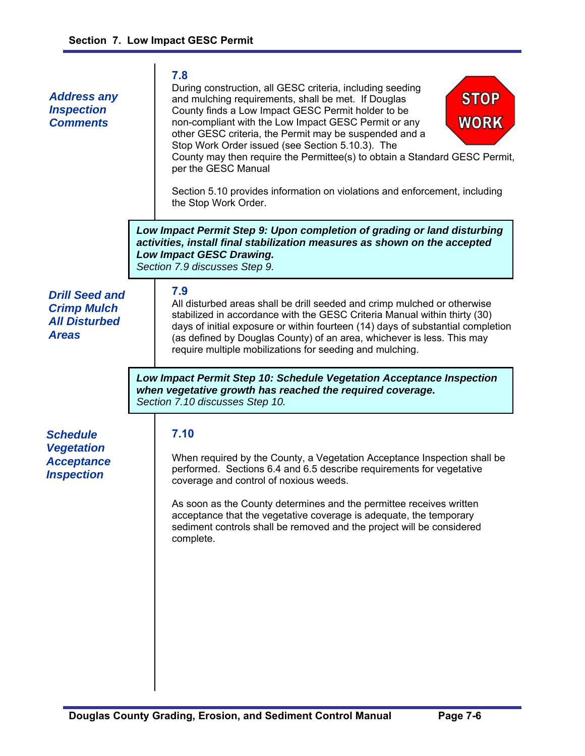*Address any Inspection Comments*

### 7.8

During construction, all GESC criteria, including seeding and mulching requirements, shall be met. If Douglas County finds a Low Impact GESC Permit holder to be non-compliant with the Low Impact GESC Permit or any other GESC criteria, the Permit may be suspended and a Stop Work Order issued (see Section 5.10.3). The County may then require the Permittee(s) to obtain a Standard GESC Permit, per the GESC Manual

Section 5.10 provides information on violations and enforcement, including the Stop Work Order.

> ***Low Impact Permit Step 9: Upon completion of grading or land disturbing activities, install final stabilization measures as shown on the accepted Low Impact GESC Drawing.***
> *Section 7.9 discusses Step 9.*

*Drill Seed and Crimp Mulch All Disturbed Areas*

### 7.9

All disturbed areas shall be drill seeded and crimp mulched or otherwise stabilized in accordance with the GESC Criteria Manual within thirty (30) days of initial exposure or within fourteen (14) days of substantial completion (as defined by Douglas County) of an area, whichever is less. This may require multiple mobilizations for seeding and mulching.

> ***Low Impact Permit Step 10: Schedule Vegetation Acceptance Inspection when vegetative growth has reached the required coverage.***
> *Section 7.10 discusses Step 10.*

*Schedule Vegetation Acceptance Inspection*

### 7.10

When required by the County, a Vegetation Acceptance Inspection shall be performed. Sections 6.4 and 6.5 describe requirements for vegetative coverage and control of noxious weeds.

As soon as the County determines and the permittee receives written acceptance that the vegetative coverage is adequate, the temporary sediment controls shall be removed and the project will be considered complete.